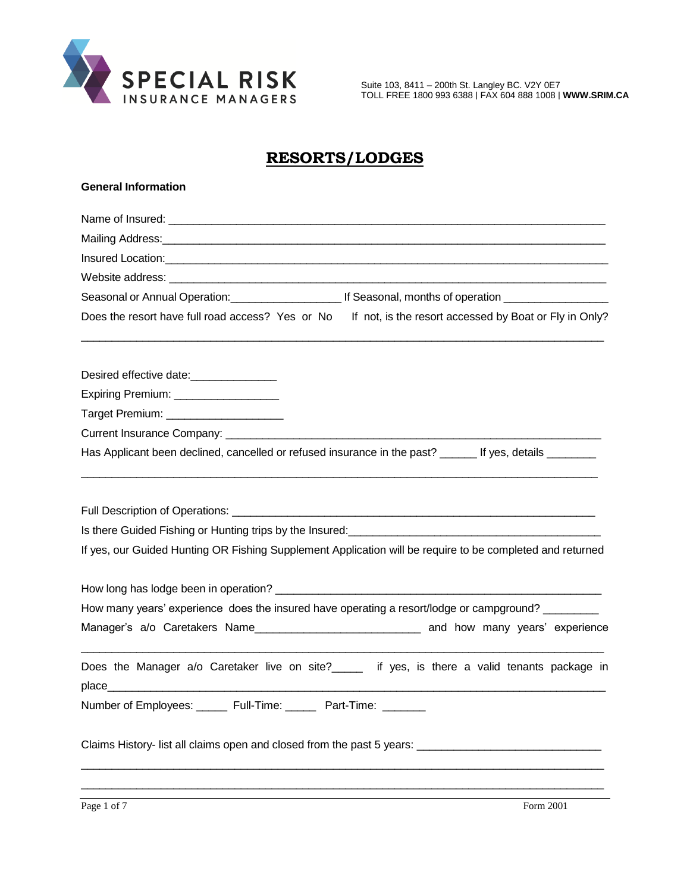SPECIAL RISK INSURANCE MANAGERS

Suite 103, 8411 – 200th St. Langley BC. V2Y 0E7
TOLL FREE 1800 993 6388 | FAX 604 888 1008 | **WWW.SRIM.CA**

# RESORTS/LODGES

**General Information**

Name of Insured: ___________________________________________________________________________

Mailing Address:___________________________________________________________________________

Insured Location:__________________________________________________________________________

Website address: __________________________________________________________________________

Seasonal or Annual Operation:_________________ If Seasonal, months of operation ________________

Does the resort have full road access? Yes or No If not, is the resort accessed by Boat or Fly in Only?

___________________________________________________________________________________________

Desired effective date:_____________

Expiring Premium: ________________

Target Premium: __________________

Current Insurance Company: __________________________________________________________

Has Applicant been declined, cancelled or refused insurance in the past? ______ If yes, details ________

___________________________________________________________________________________________

Full Description of Operations: ________________________________________________________

Is there Guided Fishing or Hunting trips by the Insured:_______________________________________

If yes, our Guided Hunting OR Fishing Supplement Application will be require to be completed and returned

How long has lodge been in operation? _________________________________________________

How many years' experience does the insured have operating a resort/lodge or campground? ________

Manager's a/o Caretakers Name__________________________ and how many years' experience

___________________________________________________________________________________________

Does the Manager a/o Caretaker live on site?_____ if yes, is there a valid tenants package in place___________________________________________________________________________

Number of Employees: _____ Full-Time: _____ Part-Time: _______

Claims History- list all claims open and closed from the past 5 years: ____________________________

___________________________________________________________________________________________

___________________________________________________________________________________________

Form 2001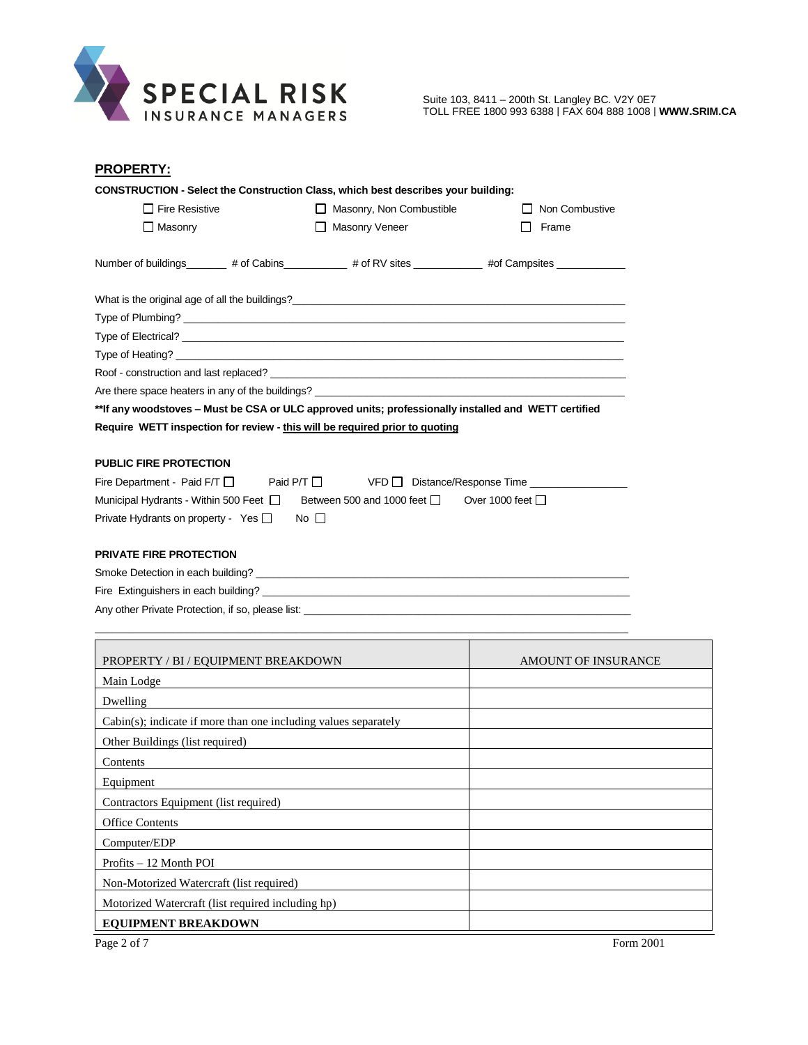SPECIAL RISK INSURANCE MANAGERS

Suite 103, 8411 – 200th St. Langley BC. V2Y 0E7
TOLL FREE 1800 993 6388 | FAX 604 888 1008 | **WWW.SRIM.CA**

## PROPERTY:

**CONSTRUCTION - Select the Construction Class, which best describes your building:**

☐ Fire Resistive ☐ Masonry, Non Combustible ☐ Non Combustive
☐ Masonry ☐ Masonry Veneer ☐ Frame

Number of buildings_______ # of Cabins__________ # of RV sites ___________ #of Campsites ___________

What is the original age of all the buildings?______________________________________________

Type of Plumbing? ______________________________________________

Type of Electrical? ______________________________________________

Type of Heating? ______________________________________________

Roof - construction and last replaced? ______________________________________________

Are there space heaters in any of the buildings? ______________________________________________

**\*\*If any woodstoves – Must be CSA or ULC approved units; professionally installed and WETT certified**

**Require WETT inspection for review - <u>this will be required prior to quoting</u>**

### PUBLIC FIRE PROTECTION

Fire Department - Paid F/T ☐ Paid P/T ☐ VFD ☐ Distance/Response Time ________________

Municipal Hydrants - Within 500 Feet ☐ Between 500 and 1000 feet ☐ Over 1000 feet ☐

Private Hydrants on property - Yes ☐ No ☐

### PRIVATE FIRE PROTECTION

Smoke Detection in each building? ______________________________________________

Fire Extinguishers in each building? ______________________________________________

Any other Private Protection, if so, please list: ______________________________________________

______________________________________________

| PROPERTY / BI / EQUIPMENT BREAKDOWN | AMOUNT OF INSURANCE |
|---|---|
| Main Lodge | |
| Dwelling | |
| Cabin(s); indicate if more than one including values separately | |
| Other Buildings (list required) | |
| Contents | |
| Equipment | |
| Contractors Equipment (list required) | |
| Office Contents | |
| Computer/EDP | |
| Profits – 12 Month POI | |
| Non-Motorized Watercraft (list required) | |
| Motorized Watercraft (list required including hp) | |
| **EQUIPMENT BREAKDOWN** | |

Form 2001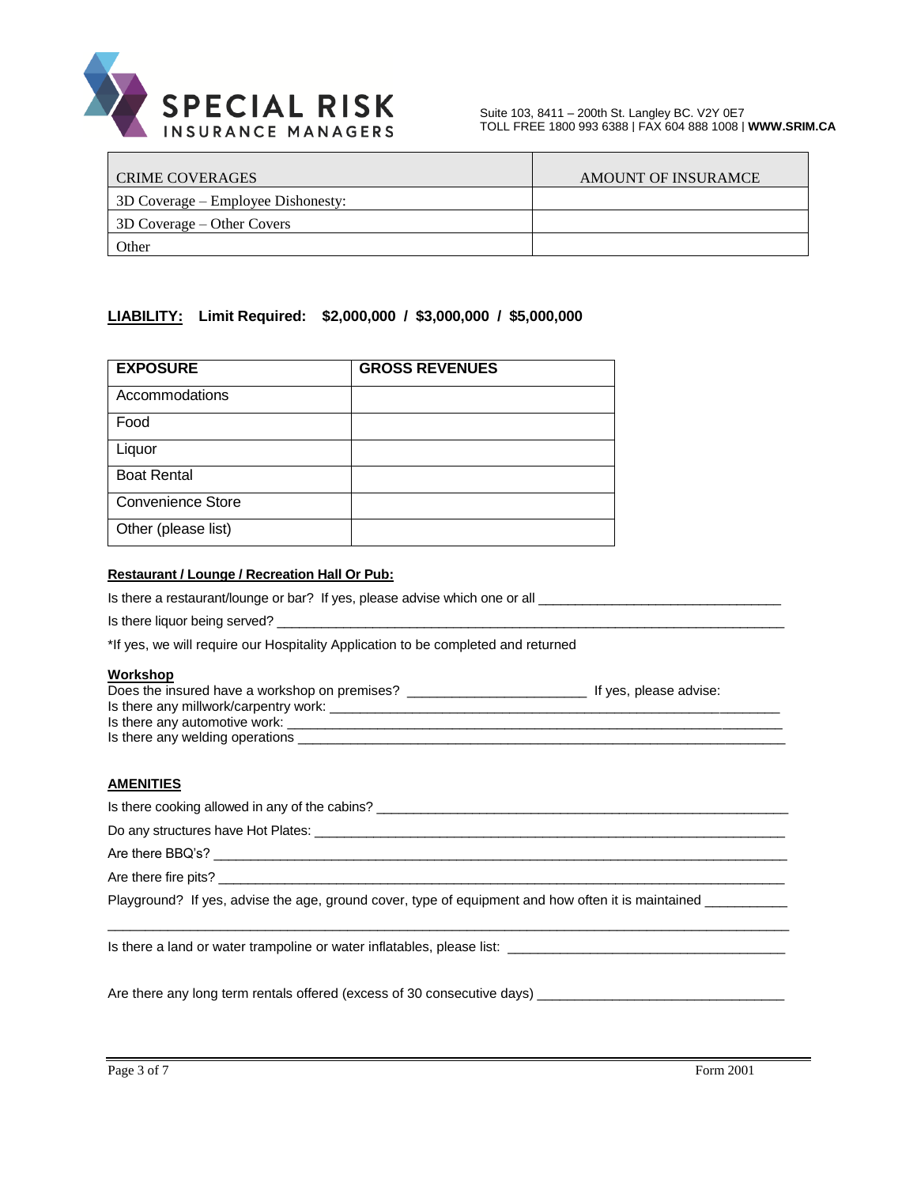| CRIME COVERAGES | AMOUNT OF INSURAMCE |
|---|---|
| 3D Coverage – Employee Dishonesty: | |
| 3D Coverage – Other Covers | |
| Other | |

**LIABILITY:** **Limit Required: $2,000,000 / $3,000,000 / $5,000,000**

| EXPOSURE | GROSS REVENUES |
|---|---|
| Accommodations | |
| Food | |
| Liquor | |
| Boat Rental | |
| Convenience Store | |
| Other (please list) | |

**Restaurant / Lounge / Recreation Hall Or Pub:**

Is there a restaurant/lounge or bar? If yes, please advise which one or all ________________________________

Is there liquor being served? ________________________________________________________________________

*If yes, we will require our Hospitality Application to be completed and returned

**Workshop**

Does the insured have a workshop on premises? ________________________ If yes, please advise:
Is there any millwork/carpentry work: ____________________________________________________________
Is there any automotive work: _________________________________________________________________
Is there any welding operations ______________________________________________________________

**AMENITIES**

Is there cooking allowed in any of the cabins? ___________________________________________________________

Do any structures have Hot Plates: _____________________________________________________________________

Are there BBQ's? _______________________________________________________________________________

Are there fire pits? _____________________________________________________________________________

Playground? If yes, advise the age, ground cover, type of equipment and how often it is maintained __________

___________________________________________________________________________________________

Is there a land or water trampoline or water inflatables, please list: _____________________________________

Are there any long term rentals offered (excess of 30 consecutive days) _________________________________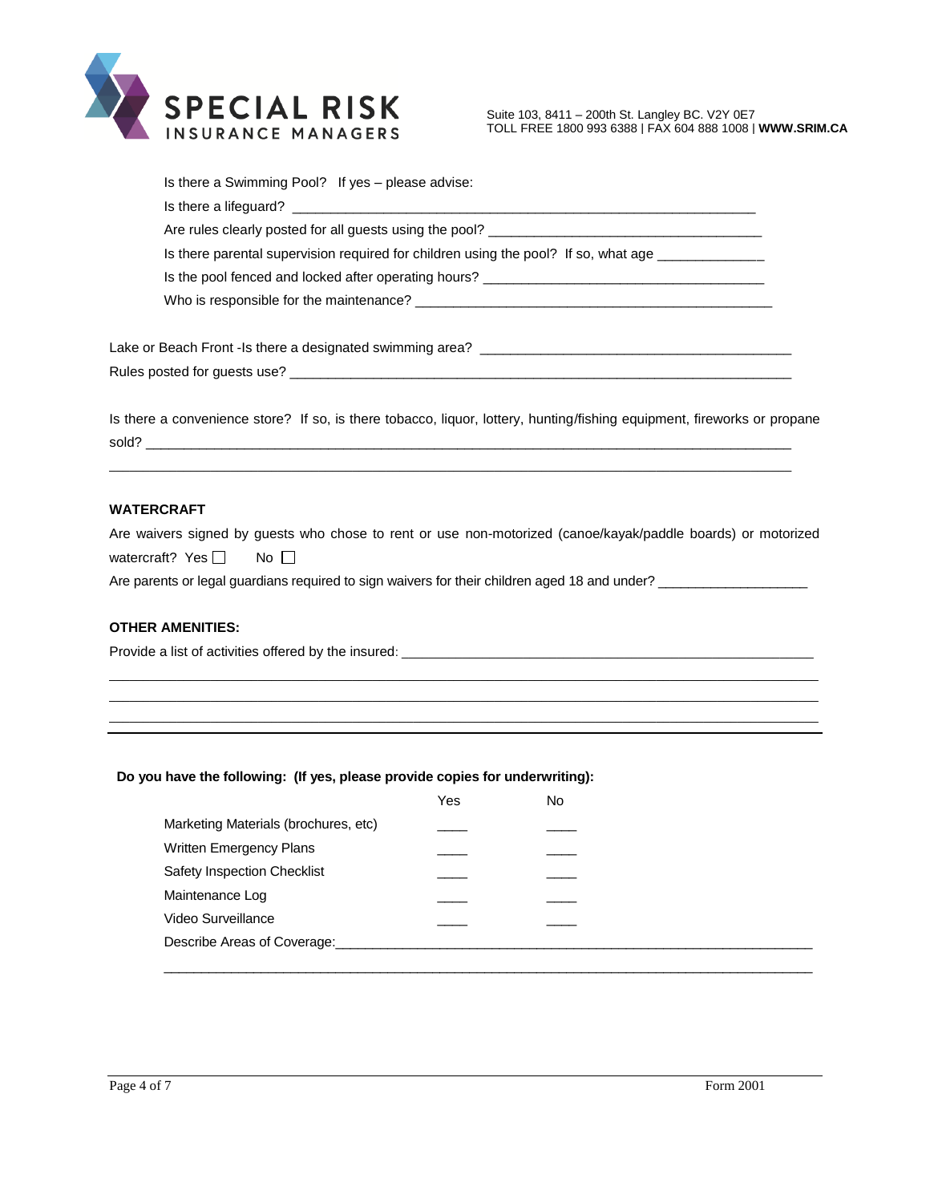Is there a Swimming Pool? If yes – please advise:

Is there a lifeguard? ___________________________________________________________

Are rules clearly posted for all guests using the pool? ___________________________________

Is there parental supervision required for children using the pool? If so, what age _____________

Is the pool fenced and locked after operating hours? ____________________________________

Who is responsible for the maintenance? _____________________________________________

Lake or Beach Front -Is there a designated swimming area? _________________________________________

Rules posted for guests use? _____________________________________________________________________

Is there a convenience store? If so, is there tobacco, liquor, lottery, hunting/fishing equipment, fireworks or propane sold? _______________________________________________________________________________

_______________________________________________________________________________________

**WATERCRAFT**

Are waivers signed by guests who chose to rent or use non-motorized (canoe/kayak/paddle boards) or motorized watercraft? Yes ☐ No ☐

Are parents or legal guardians required to sign waivers for their children aged 18 and under? ___________________

**OTHER AMENITIES:**

Provide a list of activities offered by the insured: _____________________________________________________

_______________________________________________________________________________________

_______________________________________________________________________________________

_______________________________________________________________________________________

**Do you have the following: (If yes, please provide copies for underwriting):**

| | Yes | No |
|---|---|---|
| Marketing Materials (brochures, etc) | ____ | ____ |
| Written Emergency Plans | ____ | ____ |
| Safety Inspection Checklist | ____ | ____ |
| Maintenance Log | ____ | ____ |
| Video Surveillance | ____ | ____ |

Describe Areas of Coverage:____________________________________________________________________

_______________________________________________________________________________________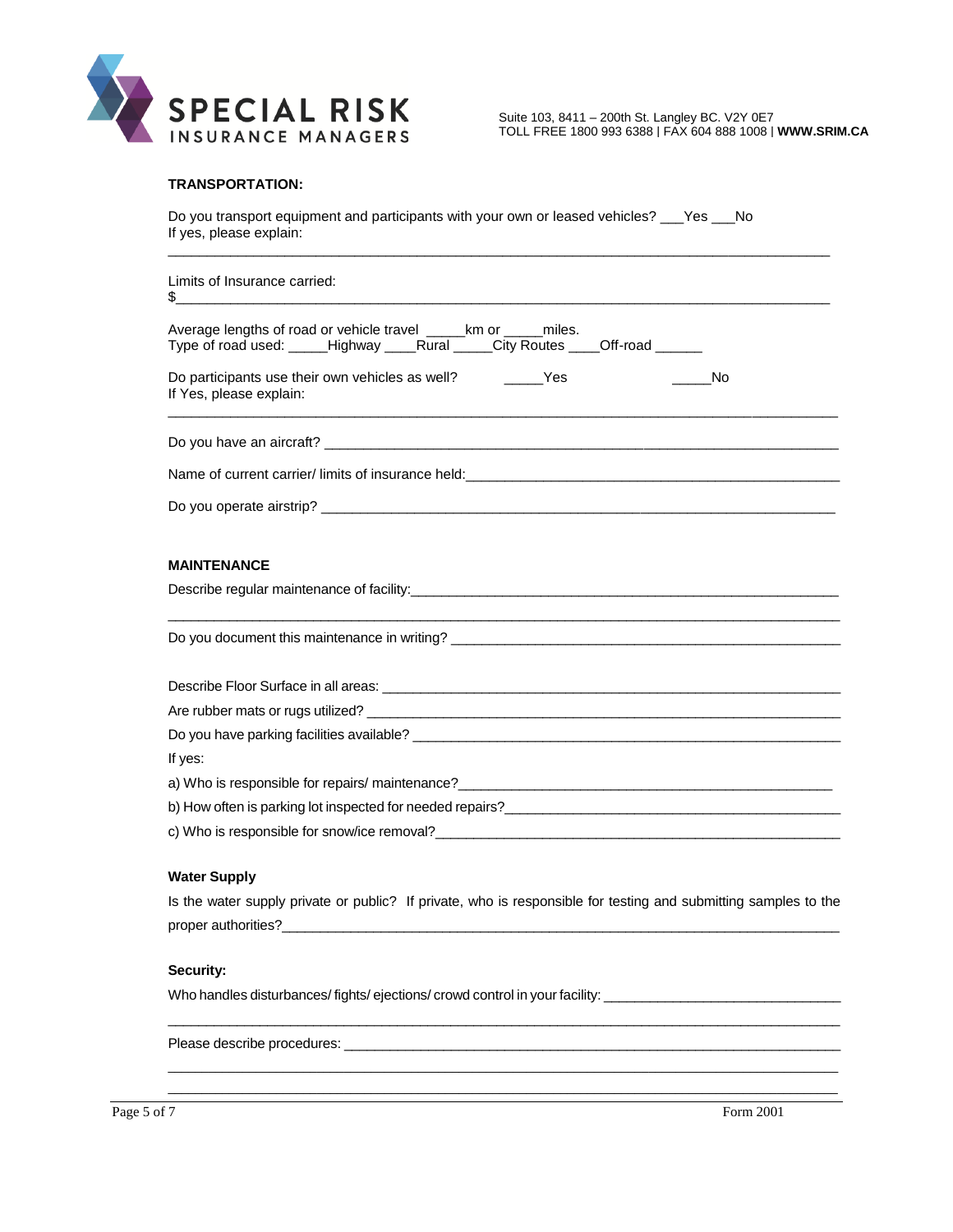SPECIAL RISK INSURANCE MANAGERS

Suite 103, 8411 – 200th St. Langley BC. V2Y 0E7
TOLL FREE 1800 993 6388 | FAX 604 888 1008 | **WWW.SRIM.CA**

**TRANSPORTATION:**

Do you transport equipment and participants with your own or leased vehicles? ___Yes ___No
If yes, please explain:

_______________________________________________________________________________________

Limits of Insurance carried:
$______________________________________________________________________________________

Average lengths of road or vehicle travel _____km or _____miles.
Type of road used: _____Highway ____Rural _____City Routes ____Off-road ______

Do participants use their own vehicles as well? _____Yes _____No
If Yes, please explain:

_______________________________________________________________________________________

Do you have an aircraft? _______________________________________________________________

Name of current carrier/ limits of insurance held:_________________________________________

Do you operate airstrip? _______________________________________________________________

**MAINTENANCE**

Describe regular maintenance of facility:___________________________________________________

_______________________________________________________________________________________

Do you document this maintenance in writing? ____________________________________________

Describe Floor Surface in all areas: ______________________________________________________

Are rubber mats or rugs utilized? ________________________________________________________

Do you have parking facilities available? _________________________________________________

If yes:

a) Who is responsible for repairs/ maintenance?____________________________________________

b) How often is parking lot inspected for needed repairs?_____________________________________

c) Who is responsible for snow/ice removal?________________________________________________

**Water Supply**

Is the water supply private or public? If private, who is responsible for testing and submitting samples to the proper authorities?_____________________________________________________________

**Security:**

Who handles disturbances/ fights/ ejections/ crowd control in your facility: _________________________

_______________________________________________________________________________________

Please describe procedures: ____________________________________________________________

_______________________________________________________________________________________

_______________________________________________________________________________________

Form 2001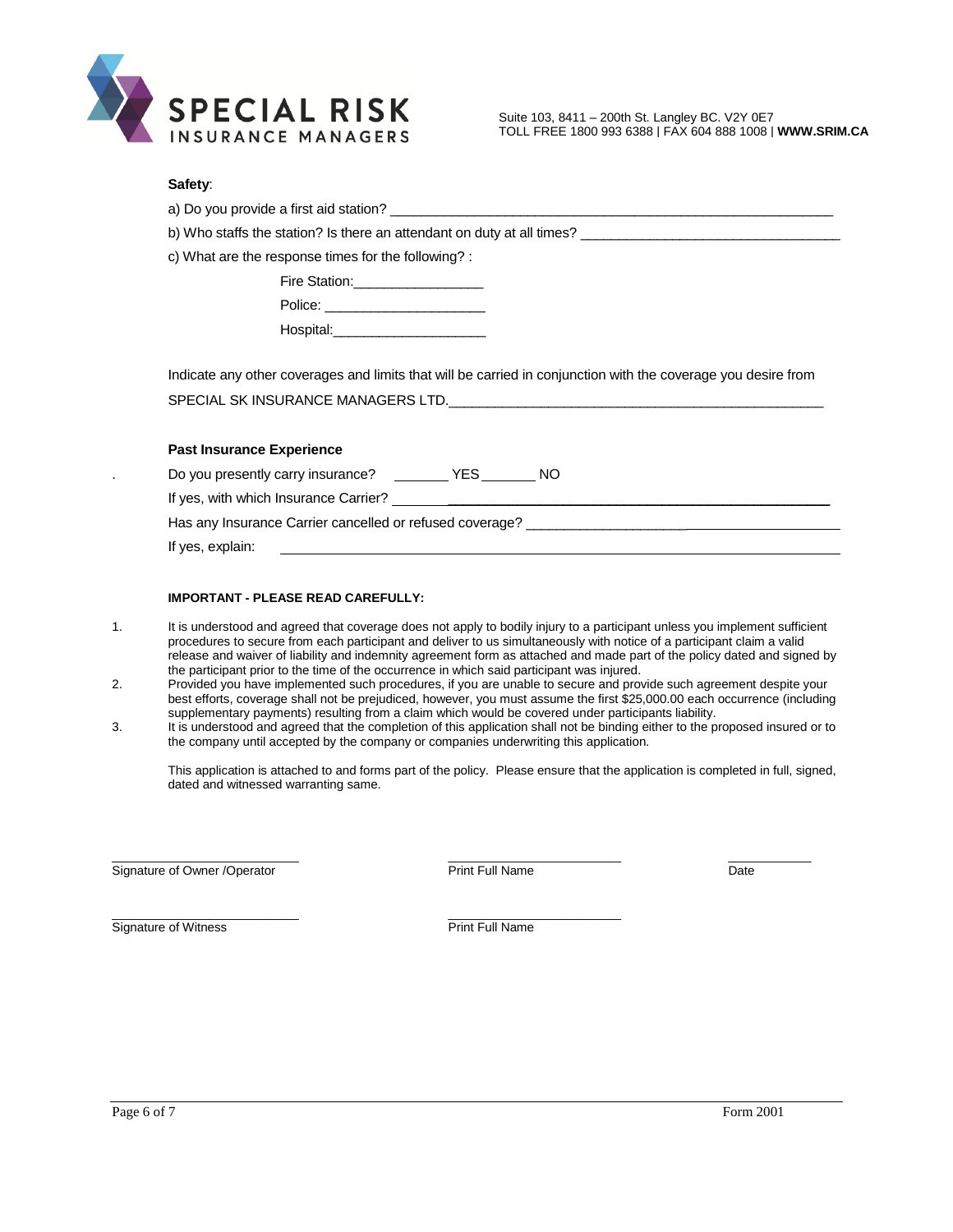**SPECIAL RISK** INSURANCE MANAGERS

Suite 103, 8411 – 200th St. Langley BC. V2Y 0E7
TOLL FREE 1800 993 6388 | FAX 604 888 1008 | **WWW.SRIM.CA**

**Safety**:

a) Do you provide a first aid station? ______________________________________________________

b) Who staffs the station? Is there an attendant on duty at all times? ________________________________

c) What are the response times for the following? :

Fire Station:________________

Police: ____________________

Hospital:___________________

Indicate any other coverages and limits that will be carried in conjunction with the coverage you desire from SPECIAL SK INSURANCE MANAGERS LTD.______________________________________________

**Past Insurance Experience**

Do you presently carry insurance? _______ YES _______ NO

If yes, with which Insurance Carrier? ______________________________________________

Has any Insurance Carrier cancelled or refused coverage? ______________________________

If yes, explain: ______________________________________________________________

**IMPORTANT - PLEASE READ CAREFULLY:**

1. It is understood and agreed that coverage does not apply to bodily injury to a participant unless you implement sufficient procedures to secure from each participant and deliver to us simultaneously with notice of a participant claim a valid release and waiver of liability and indemnity agreement form as attached and made part of the policy dated and signed by the participant prior to the time of the occurrence in which said participant was injured.
2. Provided you have implemented such procedures, if you are unable to secure and provide such agreement despite your best efforts, coverage shall not be prejudiced, however, you must assume the first $25,000.00 each occurrence (including supplementary payments) resulting from a claim which would be covered under participants liability.
3. It is understood and agreed that the completion of this application shall not be binding either to the proposed insured or to the company until accepted by the company or companies underwriting this application.

This application is attached to and forms part of the policy. Please ensure that the application is completed in full, signed, dated and witnessed warranting same.

| ______________________ | ______________________ | ____________ |
|---|---|---|
| Signature of Owner /Operator | Print Full Name | Date |
| ______________________ | ______________________ | |
| Signature of Witness | Print Full Name | |

Form 2001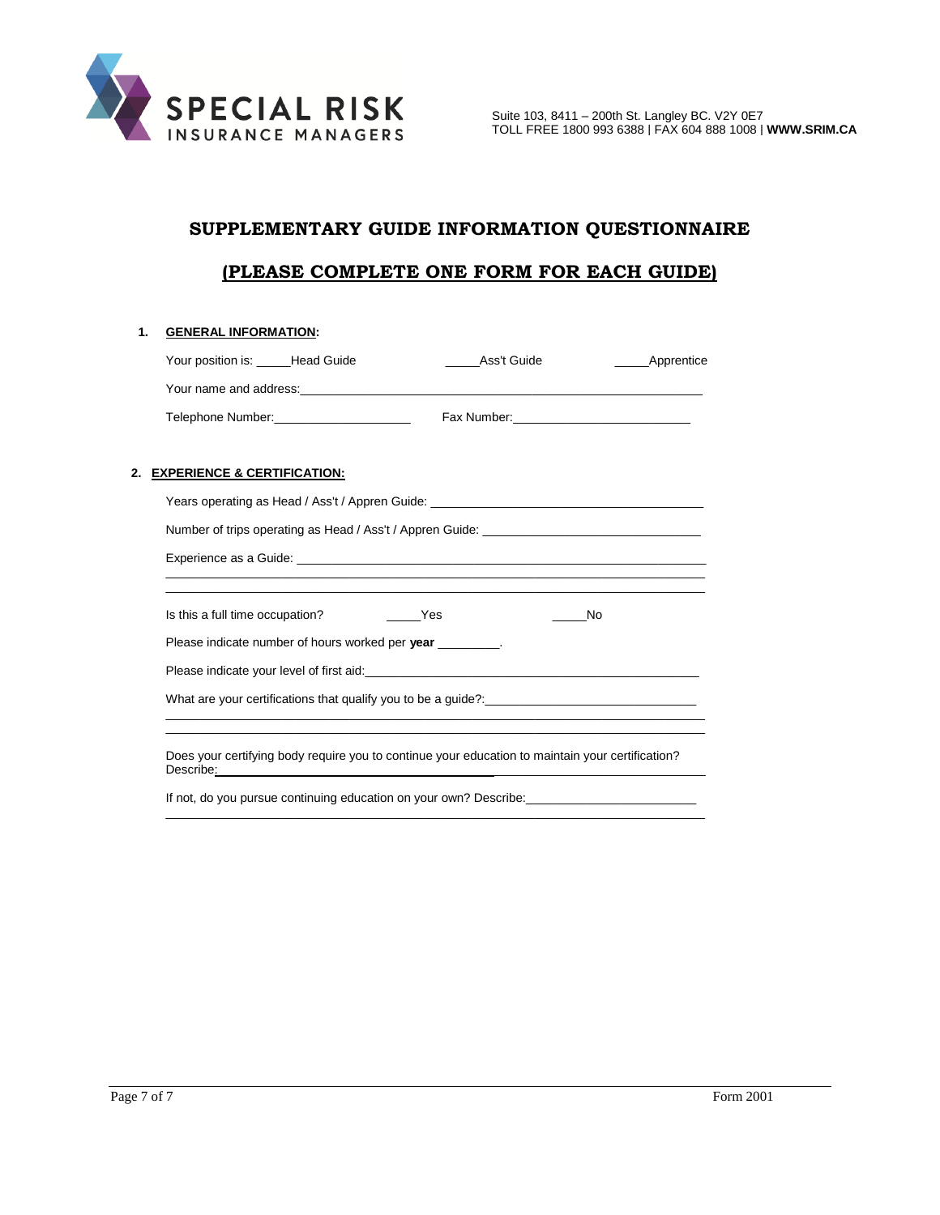SPECIAL RISK
INSURANCE MANAGERS

Suite 103, 8411 – 200th St. Langley BC. V2Y 0E7
TOLL FREE 1800 993 6388 | FAX 604 888 1008 | **WWW.SRIM.CA**

# SUPPLEMENTARY GUIDE INFORMATION QUESTIONNAIRE

## (PLEASE COMPLETE ONE FORM FOR EACH GUIDE)

**1. GENERAL INFORMATION:**

Your position is: _____Head Guide _____Ass't Guide _____Apprentice

Your name and address:______________________________________________

Telephone Number:____________________ Fax Number:__________________________

**2. EXPERIENCE & CERTIFICATION:**

Years operating as Head / Ass't / Appren Guide: ______________________________________

Number of trips operating as Head / Ass't / Appren Guide: ______________________________

Experience as a Guide: ______________________________________________________________

______________________________________________________________

______________________________________________________________

Is this a full time occupation? _____Yes _____No

Please indicate number of hours worked per **year** _________.

Please indicate your level of first aid:_________________________________________________

What are your certifications that qualify you to be a guide?:_______________________________

______________________________________________________________

______________________________________________________________

Does your certifying body require you to continue your education to maintain your certification? Describe:______________________________________________________________

If not, do you pursue continuing education on your own? Describe:_________________________

______________________________________________________________

Form 2001